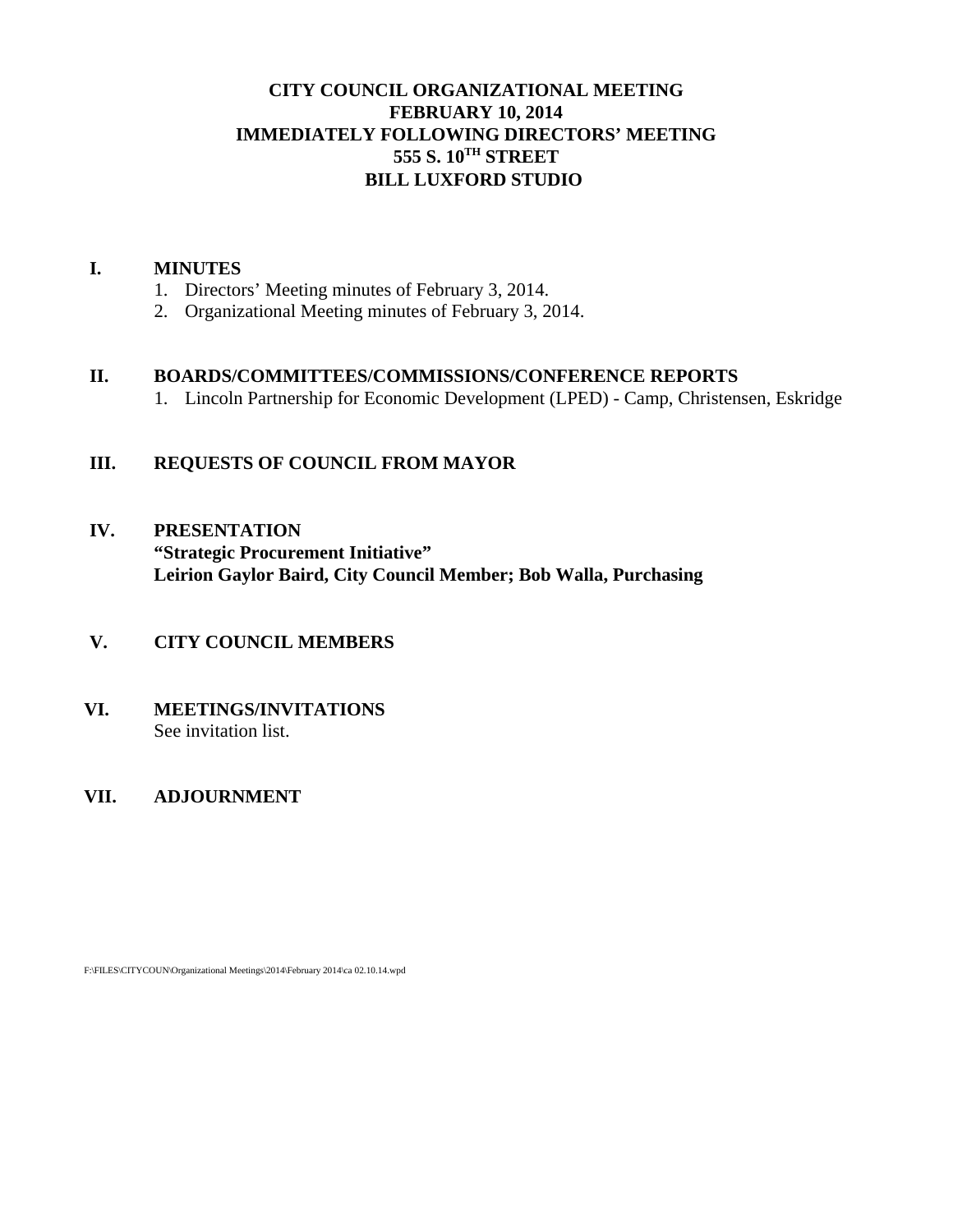# CITY COUNCIL ORGANIZATIONAL MEETING
## FEBRUARY 10, 2014
## IMMEDIATELY FOLLOWING DIRECTORS' MEETING
## 555 S. 10TH STREET
## BILL LUXFORD STUDIO

**I. MINUTES**

1. Directors' Meeting minutes of February 3, 2014.
2. Organizational Meeting minutes of February 3, 2014.

**II. BOARDS/COMMITTEES/COMMISSIONS/CONFERENCE REPORTS**

1. Lincoln Partnership for Economic Development (LPED) - Camp, Christensen, Eskridge

**III. REQUESTS OF COUNCIL FROM MAYOR**

**IV. PRESENTATION**
**"Strategic Procurement Initiative"**
**Leirion Gaylor Baird, City Council Member; Bob Walla, Purchasing**

**V. CITY COUNCIL MEMBERS**

**VI. MEETINGS/INVITATIONS**
See invitation list.

**VII. ADJOURNMENT**

F:\FILES\CITYCOUN\Organizational Meetings\2014\February 2014\ca 02.10.14.wpd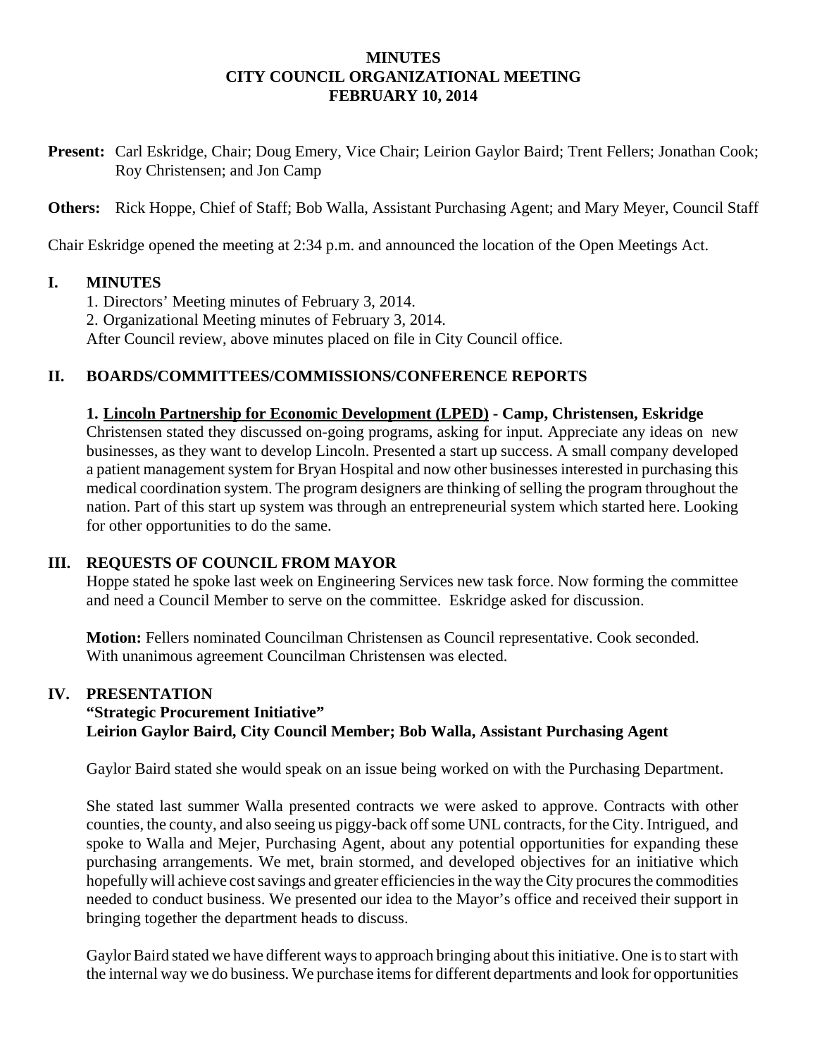**MINUTES**
**CITY COUNCIL ORGANIZATIONAL MEETING**
**FEBRUARY 10, 2014**

**Present:** Carl Eskridge, Chair; Doug Emery, Vice Chair; Leirion Gaylor Baird; Trent Fellers; Jonathan Cook; Roy Christensen; and Jon Camp

**Others:** Rick Hoppe, Chief of Staff; Bob Walla, Assistant Purchasing Agent; and Mary Meyer, Council Staff

Chair Eskridge opened the meeting at 2:34 p.m. and announced the location of the Open Meetings Act.

## I. MINUTES

1. Directors' Meeting minutes of February 3, 2014.
2. Organizational Meeting minutes of February 3, 2014.

After Council review, above minutes placed on file in City Council office.

## II. BOARDS/COMMITTEES/COMMISSIONS/CONFERENCE REPORTS

**1. Lincoln Partnership for Economic Development (LPED) - Camp, Christensen, Eskridge**

Christensen stated they discussed on-going programs, asking for input. Appreciate any ideas on new businesses, as they want to develop Lincoln. Presented a start up success. A small company developed a patient management system for Bryan Hospital and now other businesses interested in purchasing this medical coordination system. The program designers are thinking of selling the program throughout the nation. Part of this start up system was through an entrepreneurial system which started here. Looking for other opportunities to do the same.

## III. REQUESTS OF COUNCIL FROM MAYOR

Hoppe stated he spoke last week on Engineering Services new task force. Now forming the committee and need a Council Member to serve on the committee. Eskridge asked for discussion.

**Motion:** Fellers nominated Councilman Christensen as Council representative. Cook seconded. With unanimous agreement Councilman Christensen was elected.

## IV. PRESENTATION

**"Strategic Procurement Initiative"**
**Leirion Gaylor Baird, City Council Member; Bob Walla, Assistant Purchasing Agent**

Gaylor Baird stated she would speak on an issue being worked on with the Purchasing Department.

She stated last summer Walla presented contracts we were asked to approve. Contracts with other counties, the county, and also seeing us piggy-back off some UNL contracts, for the City. Intrigued, and spoke to Walla and Mejer, Purchasing Agent, about any potential opportunities for expanding these purchasing arrangements. We met, brain stormed, and developed objectives for an initiative which hopefully will achieve cost savings and greater efficiencies in the way the City procures the commodities needed to conduct business. We presented our idea to the Mayor's office and received their support in bringing together the department heads to discuss.

Gaylor Baird stated we have different ways to approach bringing about this initiative. One is to start with the internal way we do business. We purchase items for different departments and look for opportunities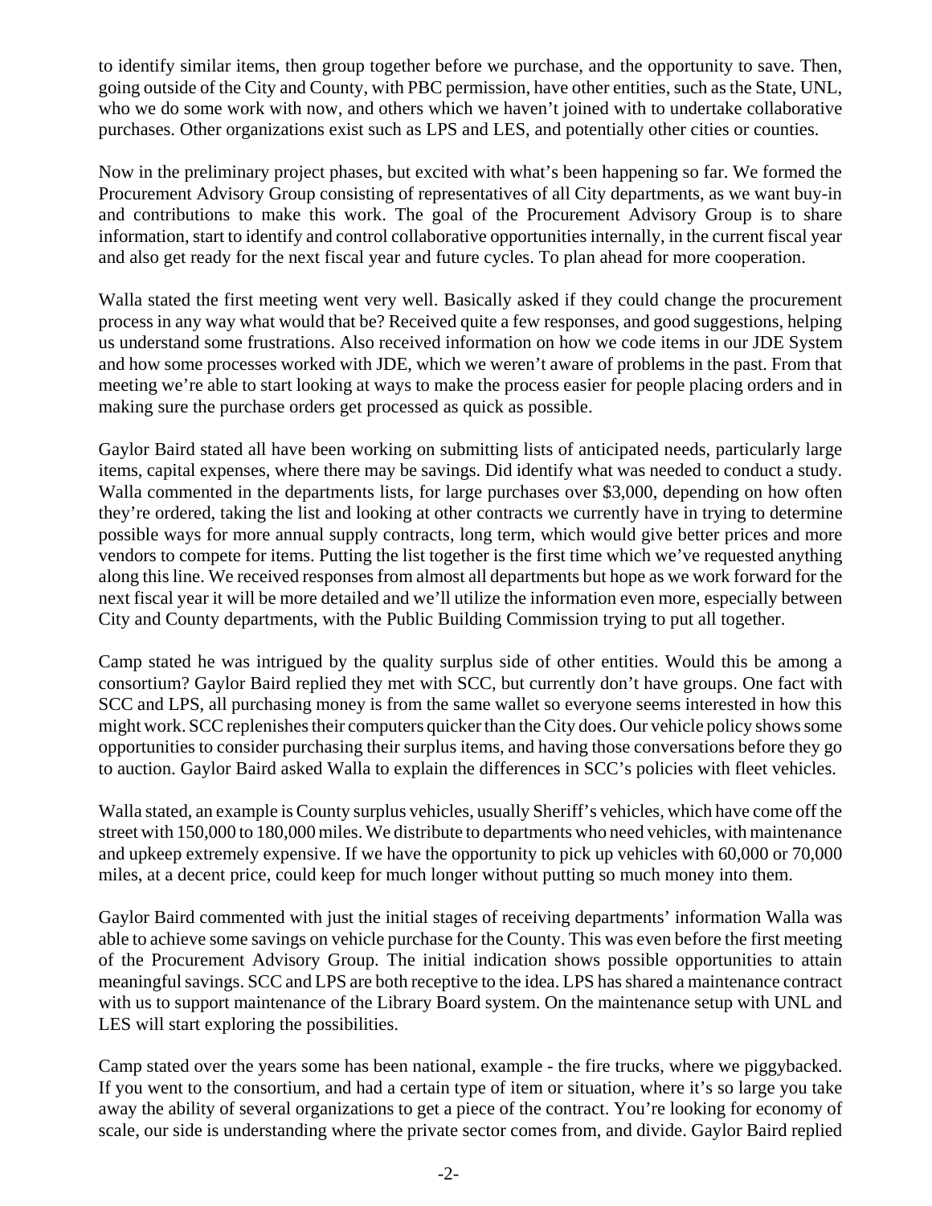to identify similar items, then group together before we purchase, and the opportunity to save. Then, going outside of the City and County, with PBC permission, have other entities, such as the State, UNL, who we do some work with now, and others which we haven't joined with to undertake collaborative purchases. Other organizations exist such as LPS and LES, and potentially other cities or counties.

Now in the preliminary project phases, but excited with what's been happening so far. We formed the Procurement Advisory Group consisting of representatives of all City departments, as we want buy-in and contributions to make this work. The goal of the Procurement Advisory Group is to share information, start to identify and control collaborative opportunities internally, in the current fiscal year and also get ready for the next fiscal year and future cycles. To plan ahead for more cooperation.

Walla stated the first meeting went very well. Basically asked if they could change the procurement process in any way what would that be? Received quite a few responses, and good suggestions, helping us understand some frustrations. Also received information on how we code items in our JDE System and how some processes worked with JDE, which we weren't aware of problems in the past. From that meeting we're able to start looking at ways to make the process easier for people placing orders and in making sure the purchase orders get processed as quick as possible.

Gaylor Baird stated all have been working on submitting lists of anticipated needs, particularly large items, capital expenses, where there may be savings. Did identify what was needed to conduct a study. Walla commented in the departments lists, for large purchases over $3,000, depending on how often they're ordered, taking the list and looking at other contracts we currently have in trying to determine possible ways for more annual supply contracts, long term, which would give better prices and more vendors to compete for items. Putting the list together is the first time which we've requested anything along this line. We received responses from almost all departments but hope as we work forward for the next fiscal year it will be more detailed and we'll utilize the information even more, especially between City and County departments, with the Public Building Commission trying to put all together.

Camp stated he was intrigued by the quality surplus side of other entities. Would this be among a consortium? Gaylor Baird replied they met with SCC, but currently don't have groups. One fact with SCC and LPS, all purchasing money is from the same wallet so everyone seems interested in how this might work. SCC replenishes their computers quicker than the City does. Our vehicle policy shows some opportunities to consider purchasing their surplus items, and having those conversations before they go to auction. Gaylor Baird asked Walla to explain the differences in SCC's policies with fleet vehicles.

Walla stated, an example is County surplus vehicles, usually Sheriff's vehicles, which have come off the street with 150,000 to 180,000 miles. We distribute to departments who need vehicles, with maintenance and upkeep extremely expensive. If we have the opportunity to pick up vehicles with 60,000 or 70,000 miles, at a decent price, could keep for much longer without putting so much money into them.

Gaylor Baird commented with just the initial stages of receiving departments' information Walla was able to achieve some savings on vehicle purchase for the County. This was even before the first meeting of the Procurement Advisory Group. The initial indication shows possible opportunities to attain meaningful savings. SCC and LPS are both receptive to the idea. LPS has shared a maintenance contract with us to support maintenance of the Library Board system. On the maintenance setup with UNL and LES will start exploring the possibilities.

Camp stated over the years some has been national, example - the fire trucks, where we piggybacked. If you went to the consortium, and had a certain type of item or situation, where it's so large you take away the ability of several organizations to get a piece of the contract. You're looking for economy of scale, our side is understanding where the private sector comes from, and divide. Gaylor Baird replied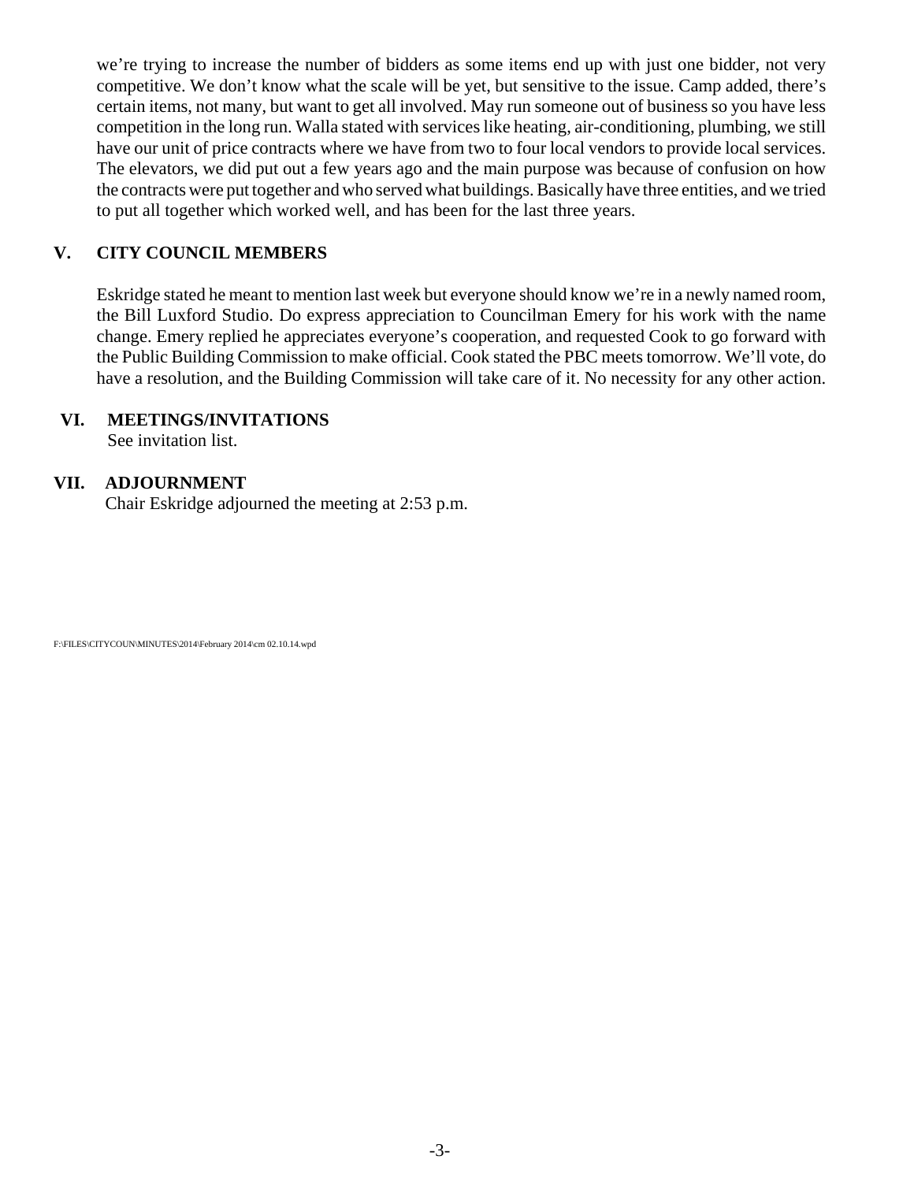we're trying to increase the number of bidders as some items end up with just one bidder, not very competitive. We don't know what the scale will be yet, but sensitive to the issue. Camp added, there's certain items, not many, but want to get all involved. May run someone out of business so you have less competition in the long run. Walla stated with services like heating, air-conditioning, plumbing, we still have our unit of price contracts where we have from two to four local vendors to provide local services. The elevators, we did put out a few years ago and the main purpose was because of confusion on how the contracts were put together and who served what buildings. Basically have three entities, and we tried to put all together which worked well, and has been for the last three years.

## V. CITY COUNCIL MEMBERS

Eskridge stated he meant to mention last week but everyone should know we're in a newly named room, the Bill Luxford Studio. Do express appreciation to Councilman Emery for his work with the name change. Emery replied he appreciates everyone's cooperation, and requested Cook to go forward with the Public Building Commission to make official. Cook stated the PBC meets tomorrow. We'll vote, do have a resolution, and the Building Commission will take care of it. No necessity for any other action.

## VI. MEETINGS/INVITATIONS

See invitation list.

## VII. ADJOURNMENT

Chair Eskridge adjourned the meeting at 2:53 p.m.

F:\FILES\CITYCOUN\MINUTES\2014\February 2014\cm 02.10.14.wpd